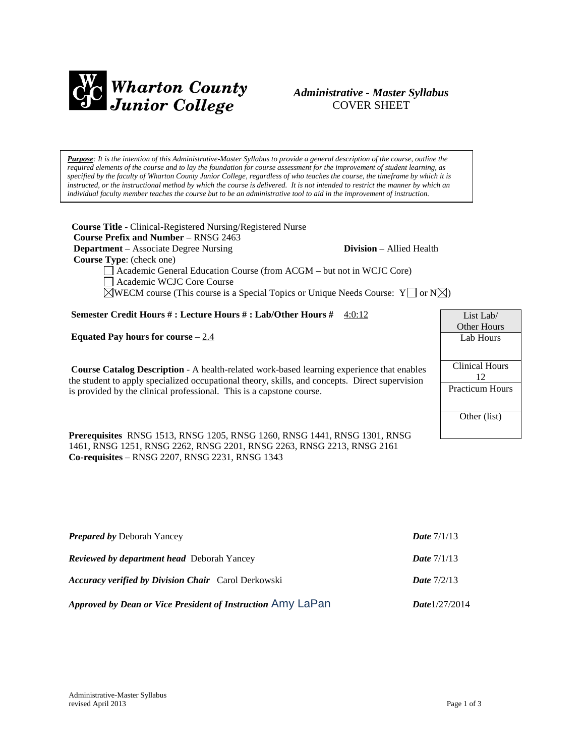**Wharton County Junior College**

*Administrative - Master Syllabus*
COVER SHEET

***Purpose**: It is the intention of this Administrative-Master Syllabus to provide a general description of the course, outline the required elements of the course and to lay the foundation for course assessment for the improvement of student learning, as specified by the faculty of Wharton County Junior College, regardless of who teaches the course, the timeframe by which it is instructed, or the instructional method by which the course is delivered. It is not intended to restrict the manner by which an individual faculty member teaches the course but to be an administrative tool to aid in the improvement of instruction.*

**Course Title** - Clinical-Registered Nursing/Registered Nurse
**Course Prefix and Number** – RNSG 2463
**Department** – Associate Degree Nursing **Division** – Allied Health
**Course Type**: (check one)

- ☐ Academic General Education Course (from ACGM – but not in WCJC Core)
- ☐ Academic WCJC Core Course
- ☒ WECM course (This course is a Special Topics or Unique Needs Course: Y☐ or N☒)

**Semester Credit Hours # : Lecture Hours # : Lab/Other Hours #** 4:0:12

**Equated Pay hours for course** – 2.4

**Course Catalog Description** - A health-related work-based learning experience that enables the student to apply specialized occupational theory, skills, and concepts. Direct supervision is provided by the clinical professional. This is a capstone course.

| List Lab/ Other Hours |
|---|
| Lab Hours |
| Clinical Hours 12 |
| Practicum Hours |
| Other (list) |

**Prerequisites** RNSG 1513, RNSG 1205, RNSG 1260, RNSG 1441, RNSG 1301, RNSG 1461, RNSG 1251, RNSG 2262, RNSG 2201, RNSG 2263, RNSG 2213, RNSG 2161
**Co-requisites** – RNSG 2207, RNSG 2231, RNSG 1343

***Prepared by*** Deborah Yancey ***Date*** 7/1/13

***Reviewed by department head*** Deborah Yancey ***Date*** 7/1/13

***Accuracy verified by Division Chair*** Carol Derkowski ***Date*** 7/2/13

***Approved by Dean or Vice President of Instruction*** Amy LaPan ***Date*** 1/27/2014

Administrative-Master Syllabus
revised April 2013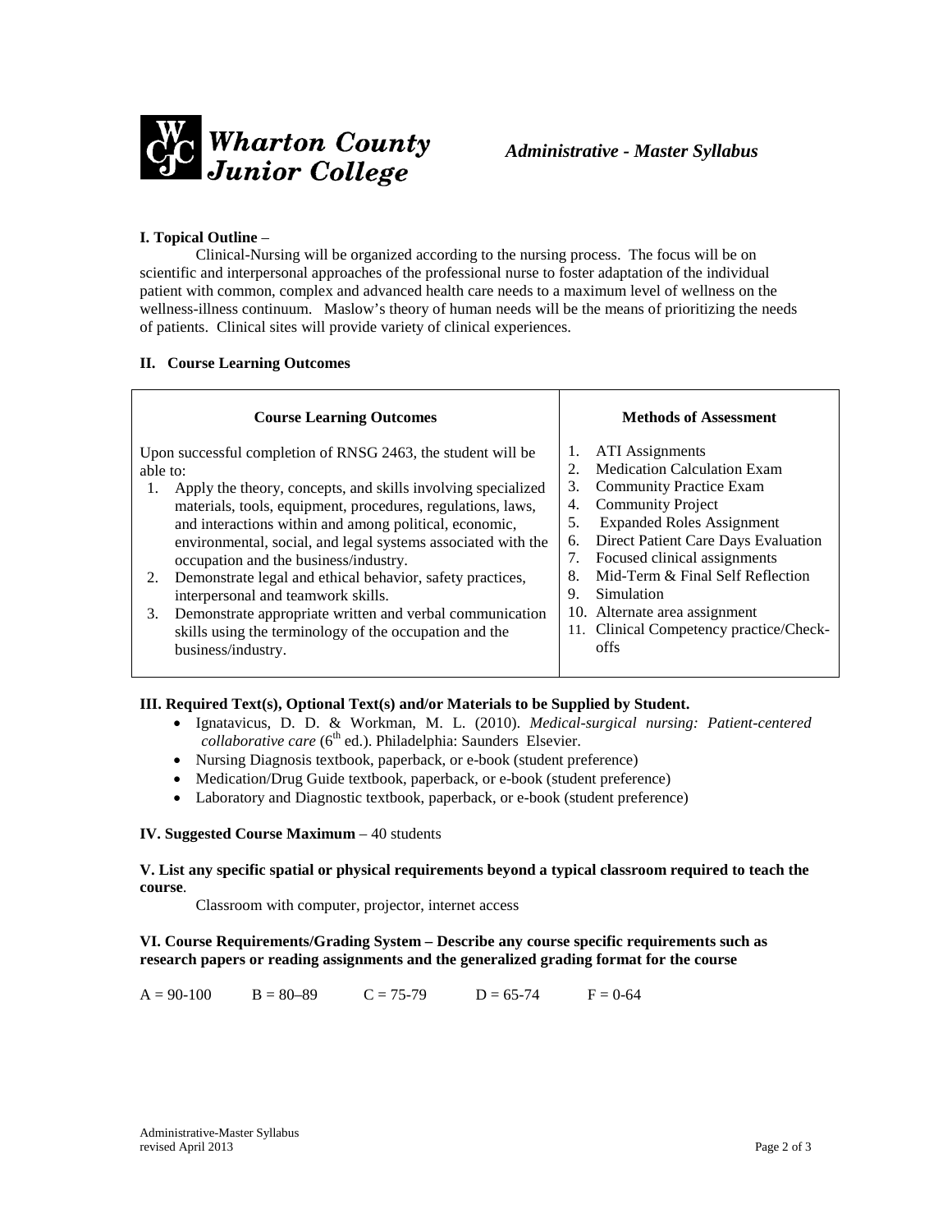*Administrative - Master Syllabus*

**I. Topical Outline** –

Clinical-Nursing will be organized according to the nursing process. The focus will be on scientific and interpersonal approaches of the professional nurse to foster adaptation of the individual patient with common, complex and advanced health care needs to a maximum level of wellness on the wellness-illness continuum. Maslow's theory of human needs will be the means of prioritizing the needs of patients. Clinical sites will provide variety of clinical experiences.

**II. Course Learning Outcomes**

| Course Learning Outcomes | Methods of Assessment |
|---|---|
| Upon successful completion of RNSG 2463, the student will be able to:<br>1. Apply the theory, concepts, and skills involving specialized materials, tools, equipment, procedures, regulations, laws, and interactions within and among political, economic, environmental, social, and legal systems associated with the occupation and the business/industry.<br>2. Demonstrate legal and ethical behavior, safety practices, interpersonal and teamwork skills.<br>3. Demonstrate appropriate written and verbal communication skills using the terminology of the occupation and the business/industry. | 1. ATI Assignments<br>2. Medication Calculation Exam<br>3. Community Practice Exam<br>4. Community Project<br>5. Expanded Roles Assignment<br>6. Direct Patient Care Days Evaluation<br>7. Focused clinical assignments<br>8. Mid-Term & Final Self Reflection<br>9. Simulation<br>10. Alternate area assignment<br>11. Clinical Competency practice/Check-offs |

**III. Required Text(s), Optional Text(s) and/or Materials to be Supplied by Student.**

- Ignatavicus, D. D. & Workman, M. L. (2010). *Medical-surgical nursing: Patient-centered collaborative care* (6th ed.). Philadelphia: Saunders Elsevier.
- Nursing Diagnosis textbook, paperback, or e-book (student preference)
- Medication/Drug Guide textbook, paperback, or e-book (student preference)
- Laboratory and Diagnostic textbook, paperback, or e-book (student preference)

**IV. Suggested Course Maximum** – 40 students

**V. List any specific spatial or physical requirements beyond a typical classroom required to teach the course**.

Classroom with computer, projector, internet access

**VI. Course Requirements/Grading System – Describe any course specific requirements such as research papers or reading assignments and the generalized grading format for the course**

A = 90-100 B = 80–89 C = 75-79 D = 65-74 F = 0-64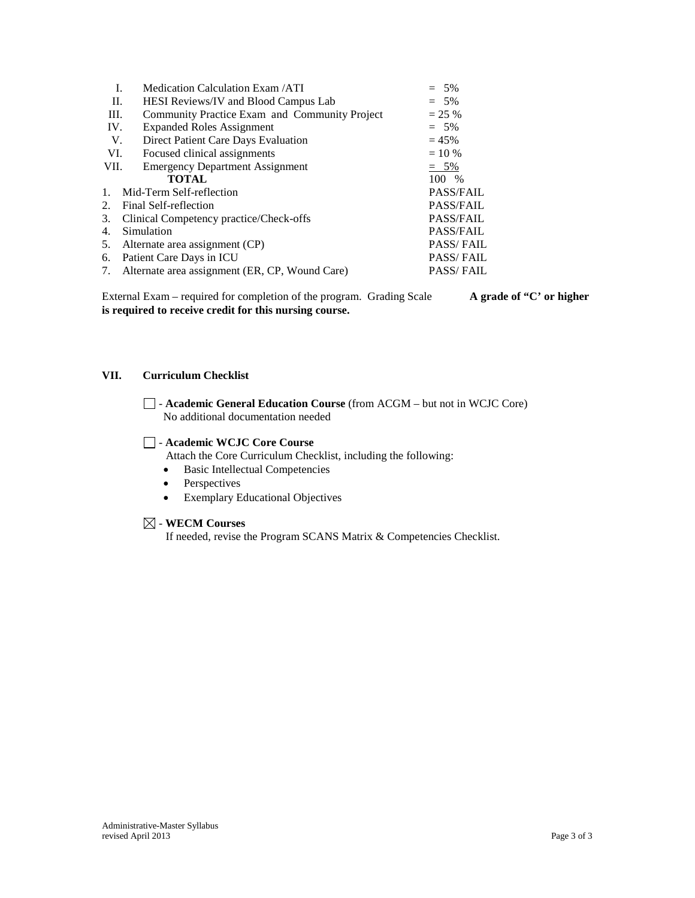| | | |
|---|---|---|
| I. | Medication Calculation Exam /ATI | = 5% |
| II. | HESI Reviews/IV and Blood Campus Lab | = 5% |
| III. | Community Practice Exam and Community Project | = 25 % |
| IV. | Expanded Roles Assignment | = 5% |
| V. | Direct Patient Care Days Evaluation | = 45% |
| VI. | Focused clinical assignments | = 10 % |
| VII. | Emergency Department Assignment | = 5% |
| | **TOTAL** | 100 % |
| 1. | Mid-Term Self-reflection | PASS/FAIL |
| 2. | Final Self-reflection | PASS/FAIL |
| 3. | Clinical Competency practice/Check-offs | PASS/FAIL |
| 4. | Simulation | PASS/FAIL |
| 5. | Alternate area assignment (CP) | PASS/ FAIL |
| 6. | Patient Care Days in ICU | PASS/ FAIL |
| 7. | Alternate area assignment (ER, CP, Wound Care) | PASS/ FAIL |

External Exam – required for completion of the program. Grading Scale **A grade of "C' or higher is required to receive credit for this nursing course.**

## VII. Curriculum Checklist

☐ - **Academic General Education Course** (from ACGM – but not in WCJC Core)
No additional documentation needed

☐ - **Academic WCJC Core Course**
Attach the Core Curriculum Checklist, including the following:

- Basic Intellectual Competencies
- Perspectives
- Exemplary Educational Objectives

☒ - **WECM Courses**
If needed, revise the Program SCANS Matrix & Competencies Checklist.